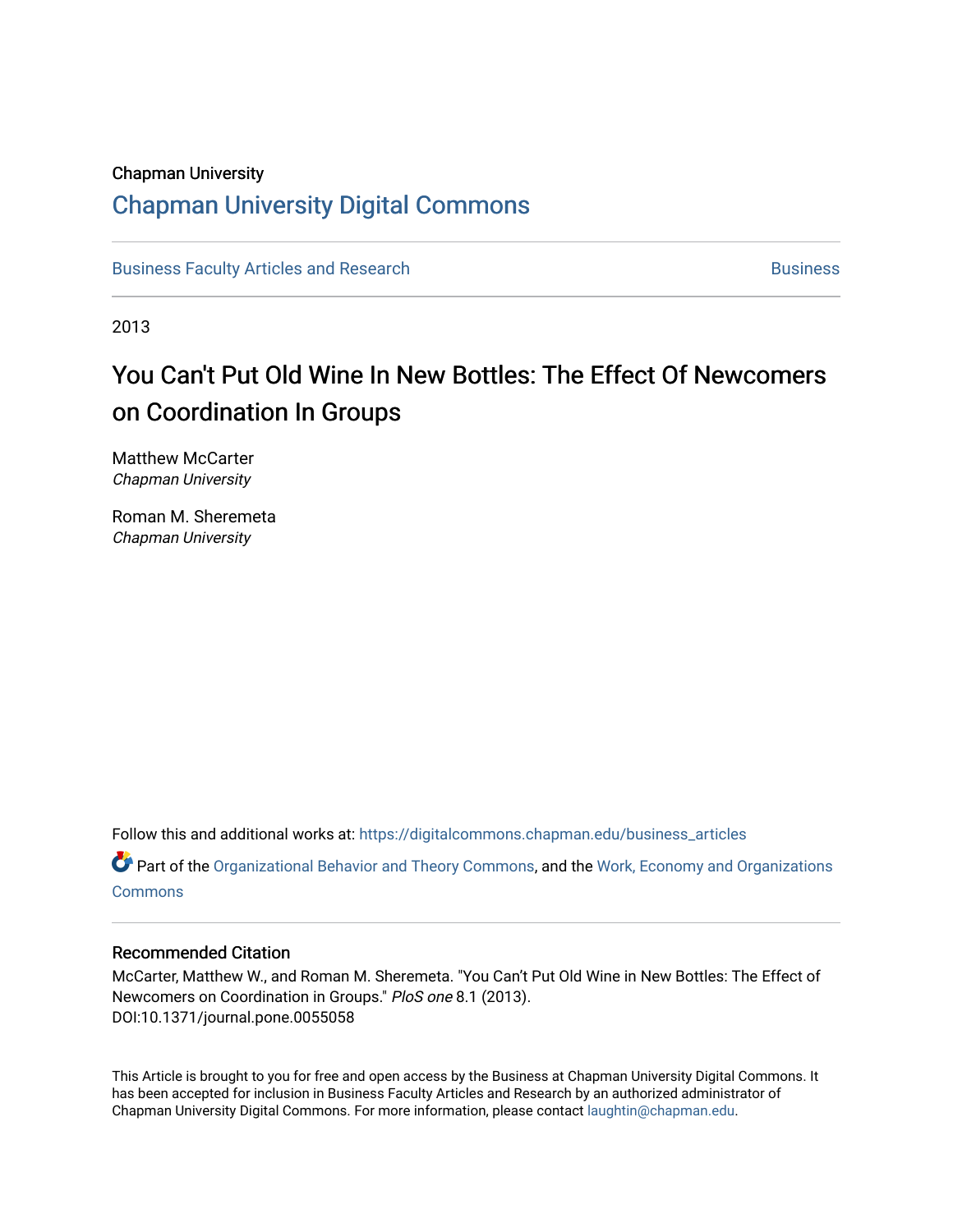Chapman University

# Chapman University Digital Commons

Business Faculty Articles and Research | Business

2013

## You Can't Put Old Wine In New Bottles: The Effect Of Newcomers on Coordination In Groups

Matthew McCarter
*Chapman University*

Roman M. Sheremeta
*Chapman University*

Follow this and additional works at: https://digitalcommons.chapman.edu/business_articles

Part of the Organizational Behavior and Theory Commons, and the Work, Economy and Organizations Commons

### Recommended Citation

McCarter, Matthew W., and Roman M. Sheremeta. "You Can't Put Old Wine in New Bottles: The Effect of Newcomers on Coordination in Groups." *PloS one* 8.1 (2013). DOI:10.1371/journal.pone.0055058

This Article is brought to you for free and open access by the Business at Chapman University Digital Commons. It has been accepted for inclusion in Business Faculty Articles and Research by an authorized administrator of Chapman University Digital Commons. For more information, please contact laughtin@chapman.edu.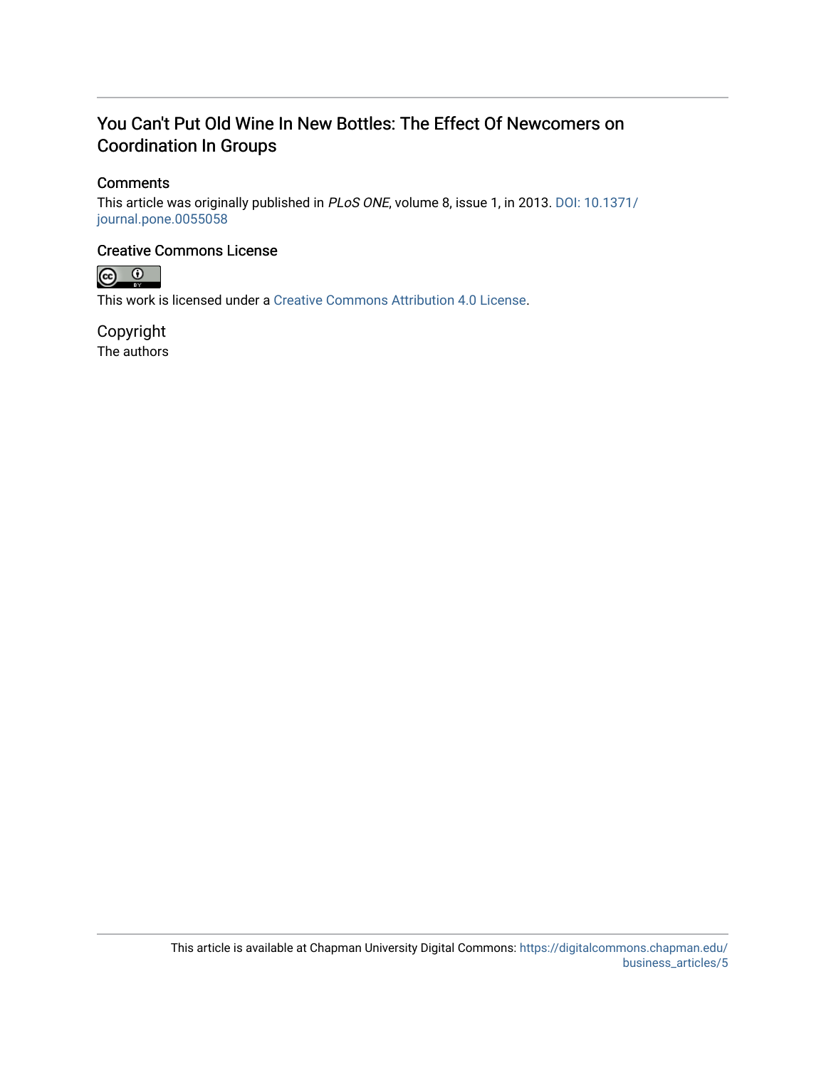# You Can't Put Old Wine In New Bottles: The Effect Of Newcomers on Coordination In Groups

## Comments

This article was originally published in *PLoS ONE*, volume 8, issue 1, in 2013. DOI: 10.1371/journal.pone.0055058

## Creative Commons License

This work is licensed under a Creative Commons Attribution 4.0 License.

## Copyright

The authors

This article is available at Chapman University Digital Commons: https://digitalcommons.chapman.edu/business_articles/5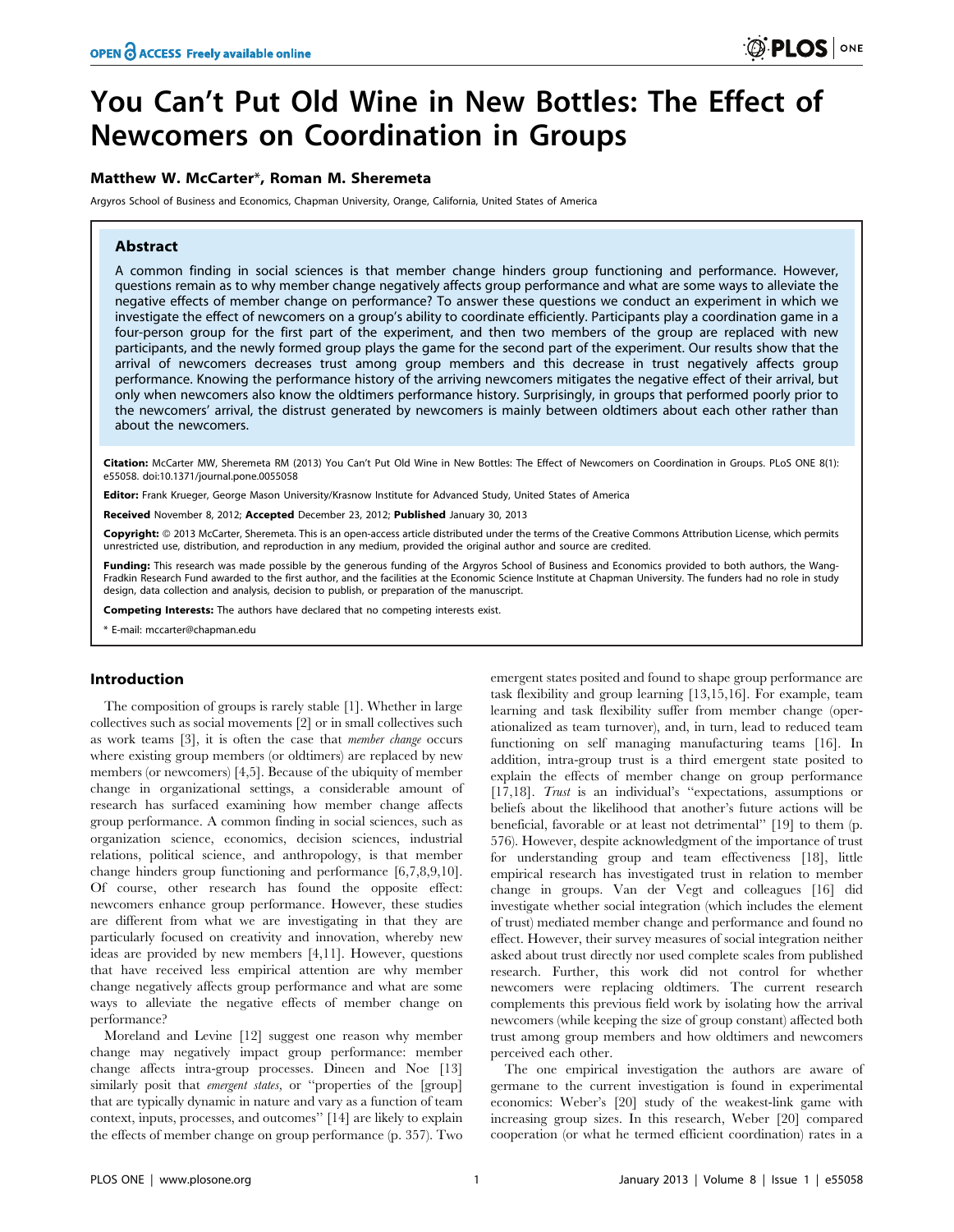# You Can't Put Old Wine in New Bottles: The Effect of Newcomers on Coordination in Groups

**Matthew W. McCarter\*, Roman M. Sheremeta**

Argyros School of Business and Economics, Chapman University, Orange, California, United States of America

## Abstract

A common finding in social sciences is that member change hinders group functioning and performance. However, questions remain as to why member change negatively affects group performance and what are some ways to alleviate the negative effects of member change on performance? To answer these questions we conduct an experiment in which we investigate the effect of newcomers on a group's ability to coordinate efficiently. Participants play a coordination game in a four-person group for the first part of the experiment, and then two members of the group are replaced with new participants, and the newly formed group plays the game for the second part of the experiment. Our results show that the arrival of newcomers decreases trust among group members and this decrease in trust negatively affects group performance. Knowing the performance history of the arriving newcomers mitigates the negative effect of their arrival, but only when newcomers also know the oldtimers performance history. Surprisingly, in groups that performed poorly prior to the newcomers' arrival, the distrust generated by newcomers is mainly between oldtimers about each other rather than about the newcomers.

**Citation:** McCarter MW, Sheremeta RM (2013) You Can't Put Old Wine in New Bottles: The Effect of Newcomers on Coordination in Groups. PLoS ONE 8(1): e55058. doi:10.1371/journal.pone.0055058

**Editor:** Frank Krueger, George Mason University/Krasnow Institute for Advanced Study, United States of America

**Received** November 8, 2012; **Accepted** December 23, 2012; **Published** January 30, 2013

**Copyright:** © 2013 McCarter, Sheremeta. This is an open-access article distributed under the terms of the Creative Commons Attribution License, which permits unrestricted use, distribution, and reproduction in any medium, provided the original author and source are credited.

**Funding:** This research was made possible by the generous funding of the Argyros School of Business and Economics provided to both authors, the Wang-Fradkin Research Fund awarded to the first author, and the facilities at the Economic Science Institute at Chapman University. The funders had no role in study design, data collection and analysis, decision to publish, or preparation of the manuscript.

**Competing Interests:** The authors have declared that no competing interests exist.

\* E-mail: mccarter@chapman.edu

## Introduction

The composition of groups is rarely stable [1]. Whether in large collectives such as social movements [2] or in small collectives such as work teams [3], it is often the case that *member change* occurs where existing group members (or oldtimers) are replaced by new members (or newcomers) [4,5]. Because of the ubiquity of member change in organizational settings, a considerable amount of research has surfaced examining how member change affects group performance. A common finding in social sciences, such as organization science, economics, decision sciences, industrial relations, political science, and anthropology, is that member change hinders group functioning and performance [6,7,8,9,10]. Of course, other research has found the opposite effect: newcomers enhance group performance. However, these studies are different from what we are investigating in that they are particularly focused on creativity and innovation, whereby new ideas are provided by new members [4,11]. However, questions that have received less empirical attention are why member change negatively affects group performance and what are some ways to alleviate the negative effects of member change on performance?

Moreland and Levine [12] suggest one reason why member change may negatively impact group performance: member change affects intra-group processes. Dineen and Noe [13] similarly posit that *emergent states*, or "properties of the [group] that are typically dynamic in nature and vary as a function of team context, inputs, processes, and outcomes" [14] are likely to explain the effects of member change on group performance (p. 357). Two emergent states posited and found to shape group performance are task flexibility and group learning [13,15,16]. For example, team learning and task flexibility suffer from member change (operationalized as team turnover), and, in turn, lead to reduced team functioning on self managing manufacturing teams [16]. In addition, intra-group trust is a third emergent state posited to explain the effects of member change on group performance [17,18]. *Trust* is an individual's "expectations, assumptions or beliefs about the likelihood that another's future actions will be beneficial, favorable or at least not detrimental" [19] to them (p. 576). However, despite acknowledgment of the importance of trust for understanding group and team effectiveness [18], little empirical research has investigated trust in relation to member change in groups. Van der Vegt and colleagues [16] did investigate whether social integration (which includes the element of trust) mediated member change and performance and found no effect. However, their survey measures of social integration neither asked about trust directly nor used complete scales from published research. Further, this work did not control for whether newcomers were replacing oldtimers. The current research complements this previous field work by isolating how the arrival newcomers (while keeping the size of group constant) affected both trust among group members and how oldtimers and newcomers perceived each other.

The one empirical investigation the authors are aware of germane to the current investigation is found in experimental economics: Weber's [20] study of the weakest-link game with increasing group sizes. In this research, Weber [20] compared cooperation (or what he termed efficient coordination) rates in a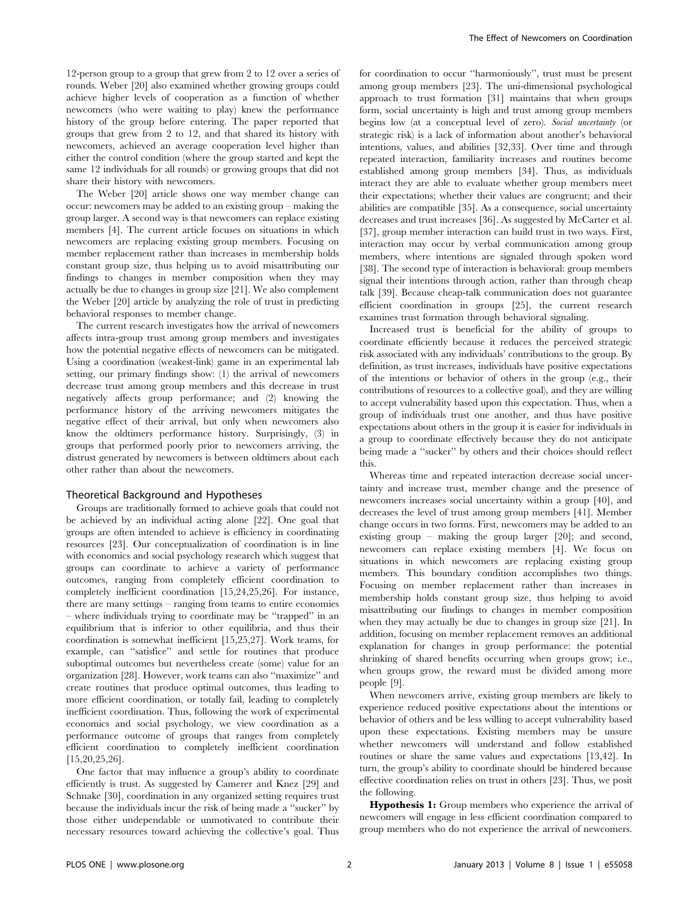12-person group to a group that grew from 2 to 12 over a series of rounds. Weber [20] also examined whether growing groups could achieve higher levels of cooperation as a function of whether newcomers (who were waiting to play) knew the performance history of the group before entering. The paper reported that groups that grew from 2 to 12, and that shared its history with newcomers, achieved an average cooperation level higher than either the control condition (where the group started and kept the same 12 individuals for all rounds) or growing groups that did not share their history with newcomers.

The Weber [20] article shows one way member change can occur: newcomers may be added to an existing group – making the group larger. A second way is that newcomers can replace existing members [4]. The current article focuses on situations in which newcomers are replacing existing group members. Focusing on member replacement rather than increases in membership holds constant group size, thus helping us to avoid misattributing our findings to changes in member composition when they may actually be due to changes in group size [21]. We also complement the Weber [20] article by analyzing the role of trust in predicting behavioral responses to member change.

The current research investigates how the arrival of newcomers affects intra-group trust among group members and investigates how the potential negative effects of newcomers can be mitigated. Using a coordination (weakest-link) game in an experimental lab setting, our primary findings show: (1) the arrival of newcomers decrease trust among group members and this decrease in trust negatively affects group performance; and (2) knowing the performance history of the arriving newcomers mitigates the negative effect of their arrival, but only when newcomers also know the oldtimers performance history. Surprisingly, (3) in groups that performed poorly prior to newcomers arriving, the distrust generated by newcomers is between oldtimers about each other rather than about the newcomers.

## Theoretical Background and Hypotheses

Groups are traditionally formed to achieve goals that could not be achieved by an individual acting alone [22]. One goal that groups are often intended to achieve is efficiency in coordinating resources [23]. Our conceptualization of coordination is in line with economics and social psychology research which suggest that groups can coordinate to achieve a variety of performance outcomes, ranging from completely efficient coordination to completely inefficient coordination [15,24,25,26]. For instance, there are many settings – ranging from teams to entire economies – where individuals trying to coordinate may be "trapped" in an equilibrium that is inferior to other equilibria, and thus their coordination is somewhat inefficient [15,25,27]. Work teams, for example, can "satisfice" and settle for routines that produce suboptimal outcomes but nevertheless create (some) value for an organization [28]. However, work teams can also "maximize" and create routines that produce optimal outcomes, thus leading to more efficient coordination, or totally fail, leading to completely inefficient coordination. Thus, following the work of experimental economics and social psychology, we view coordination as a performance outcome of groups that ranges from completely efficient coordination to completely inefficient coordination [15,20,25,26].

One factor that may influence a group's ability to coordinate efficiently is trust. As suggested by Camerer and Knez [29] and Schnake [30], coordination in any organized setting requires trust because the individuals incur the risk of being made a "sucker" by those either undependable or unmotivated to contribute their necessary resources toward achieving the collective's goal. Thus for coordination to occur "harmoniously", trust must be present among group members [23]. The uni-dimensional psychological approach to trust formation [31] maintains that when groups form, social uncertainty is high and trust among group members begins low (at a conceptual level of zero). *Social uncertainty* (or strategic risk) is a lack of information about another's behavioral intentions, values, and abilities [32,33]. Over time and through repeated interaction, familiarity increases and routines become established among group members [34]. Thus, as individuals interact they are able to evaluate whether group members meet their expectations; whether their values are congruent; and their abilities are compatible [35]. As a consequence, social uncertainty decreases and trust increases [36]. As suggested by McCarter et al. [37], group member interaction can build trust in two ways. First, interaction may occur by verbal communication among group members, where intentions are signaled through spoken word [38]. The second type of interaction is behavioral: group members signal their intentions through action, rather than through cheap talk [39]. Because cheap-talk communication does not guarantee efficient coordination in groups [25], the current research examines trust formation through behavioral signaling.

Increased trust is beneficial for the ability of groups to coordinate efficiently because it reduces the perceived strategic risk associated with any individuals' contributions to the group. By definition, as trust increases, individuals have positive expectations of the intentions or behavior of others in the group (e.g., their contributions of resources to a collective goal), and they are willing to accept vulnerability based upon this expectation. Thus, when a group of individuals trust one another, and thus have positive expectations about others in the group it is easier for individuals in a group to coordinate effectively because they do not anticipate being made a "sucker" by others and their choices should reflect this.

Whereas time and repeated interaction decrease social uncertainty and increase trust, member change and the presence of newcomers increases social uncertainty within a group [40], and decreases the level of trust among group members [41]. Member change occurs in two forms. First, newcomers may be added to an existing group – making the group larger [20]; and second, newcomers can replace existing members [4]. We focus on situations in which newcomers are replacing existing group members. This boundary condition accomplishes two things. Focusing on member replacement rather than increases in membership holds constant group size, thus helping to avoid misattributing our findings to changes in member composition when they may actually be due to changes in group size [21]. In addition, focusing on member replacement removes an additional explanation for changes in group performance: the potential shrinking of shared benefits occurring when groups grow; i.e., when groups grow, the reward must be divided among more people [9].

When newcomers arrive, existing group members are likely to experience reduced positive expectations about the intentions or behavior of others and be less willing to accept vulnerability based upon these expectations. Existing members may be unsure whether newcomers will understand and follow established routines or share the same values and expectations [13,42]. In turn, the group's ability to coordinate should be hindered because effective coordination relies on trust in others [23]. Thus, we posit the following.

**Hypothesis 1:** Group members who experience the arrival of newcomers will engage in less efficient coordination compared to group members who do not experience the arrival of newcomers.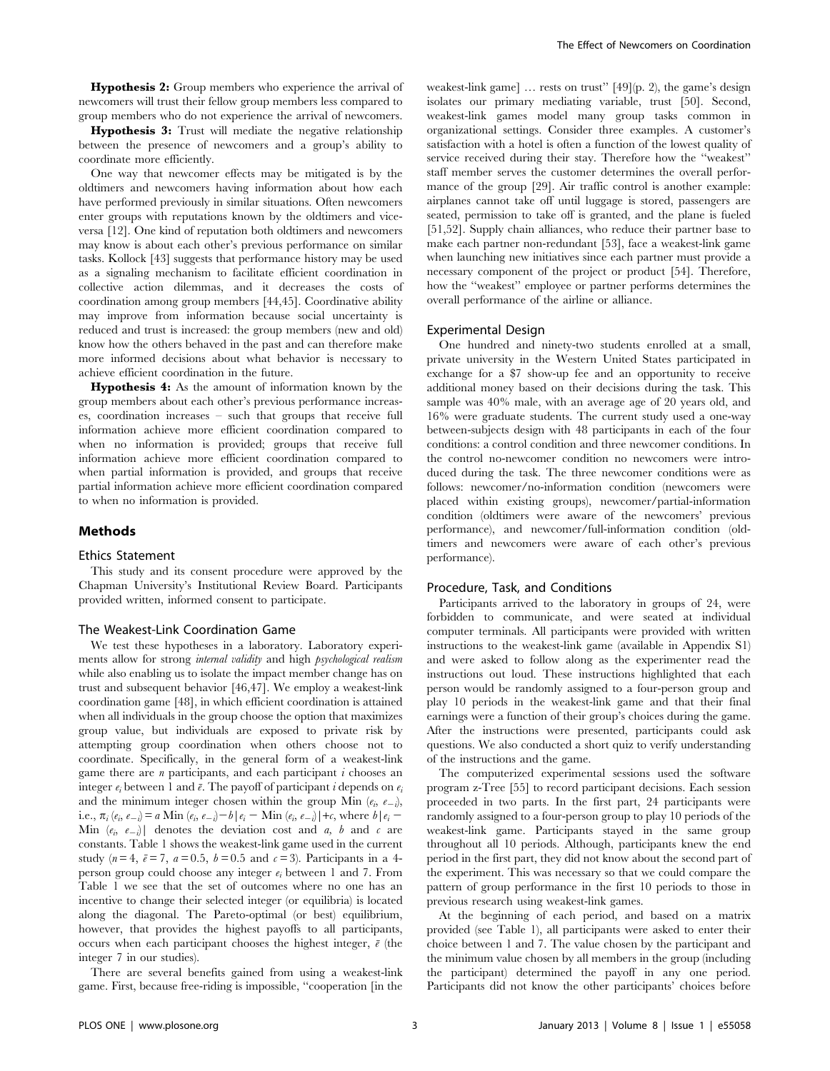**Hypothesis 2:** Group members who experience the arrival of newcomers will trust their fellow group members less compared to group members who do not experience the arrival of newcomers.

**Hypothesis 3:** Trust will mediate the negative relationship between the presence of newcomers and a group's ability to coordinate more efficiently.

One way that newcomer effects may be mitigated is by the oldtimers and newcomers having information about how each have performed previously in similar situations. Often newcomers enter groups with reputations known by the oldtimers and vice-versa [12]. One kind of reputation both oldtimers and newcomers may know is about each other's previous performance on similar tasks. Kollock [43] suggests that performance history may be used as a signaling mechanism to facilitate efficient coordination in collective action dilemmas, and it decreases the costs of coordination among group members [44,45]. Coordinative ability may improve from information because social uncertainty is reduced and trust is increased: the group members (new and old) know how the others behaved in the past and can therefore make more informed decisions about what behavior is necessary to achieve efficient coordination in the future.

**Hypothesis 4:** As the amount of information known by the group members about each other's previous performance increases, coordination increases – such that groups that receive full information achieve more efficient coordination compared to when no information is provided; groups that receive full information achieve more efficient coordination compared to when partial information is provided, and groups that receive partial information achieve more efficient coordination compared to when no information is provided.

## Methods

### Ethics Statement

This study and its consent procedure were approved by the Chapman University's Institutional Review Board. Participants provided written, informed consent to participate.

### The Weakest-Link Coordination Game

We test these hypotheses in a laboratory. Laboratory experiments allow for strong *internal validity* and high *psychological realism* while also enabling us to isolate the impact member change has on trust and subsequent behavior [46,47]. We employ a weakest-link coordination game [48], in which efficient coordination is attained when all individuals in the group choose the option that maximizes group value, but individuals are exposed to private risk by attempting group coordination when others choose not to coordinate. Specifically, in the general form of a weakest-link game there are $n$ participants, and each participant $i$ chooses an integer $e_i$ between 1 and $\bar{e}$. The payoff of participant $i$ depends on $e_i$ and the minimum integer chosen within the group Min $(e_i, e_{-i})$, i.e., $\pi_i(e_i, e_{-i}) = a \text{ Min } (e_i, e_{-i}) - b \mid e_i - \text{ Min } (e_i, e_{-i}) \mid + c$, where $b \mid e_i - \text{ Min } (e_i, e_{-i}) \mid$ denotes the deviation cost and $a$, $b$ and $c$ are constants. Table 1 shows the weakest-link game used in the current study ($n = 4$, $\bar{e} = 7$, $a = 0.5$, $b = 0.5$ and $c = 3$). Participants in a 4-person group could choose any integer $e_i$ between 1 and 7. From Table 1 we see that the set of outcomes where no one has an incentive to change their selected integer (or equilibria) is located along the diagonal. The Pareto-optimal (or best) equilibrium, however, that provides the highest payoffs to all participants, occurs when each participant chooses the highest integer, $\bar{e}$ (the integer 7 in our studies).

There are several benefits gained from using a weakest-link game. First, because free-riding is impossible, "cooperation [in the weakest-link game] … rests on trust" [49](p. 2), the game's design isolates our primary mediating variable, trust [50]. Second, weakest-link games model many group tasks common in organizational settings. Consider three examples. A customer's satisfaction with a hotel is often a function of the lowest quality of service received during their stay. Therefore how the "weakest" staff member serves the customer determines the overall performance of the group [29]. Air traffic control is another example: airplanes cannot take off until luggage is stored, passengers are seated, permission to take off is granted, and the plane is fueled [51,52]. Supply chain alliances, who reduce their partner base to make each partner non-redundant [53], face a weakest-link game when launching new initiatives since each partner must provide a necessary component of the project or product [54]. Therefore, how the "weakest" employee or partner performs determines the overall performance of the airline or alliance.

### Experimental Design

One hundred and ninety-two students enrolled at a small, private university in the Western United States participated in exchange for a $7 show-up fee and an opportunity to receive additional money based on their decisions during the task. This sample was 40% male, with an average age of 20 years old, and 16% were graduate students. The current study used a one-way between-subjects design with 48 participants in each of the four conditions: a control condition and three newcomer conditions. In the control no-newcomer condition no newcomers were introduced during the task. The three newcomer conditions were as follows: newcomer/no-information condition (newcomers were placed within existing groups), newcomer/partial-information condition (oldtimers were aware of the newcomers' previous performance), and newcomer/full-information condition (oldtimers and newcomers were aware of each other's previous performance).

### Procedure, Task, and Conditions

Participants arrived to the laboratory in groups of 24, were forbidden to communicate, and were seated at individual computer terminals. All participants were provided with written instructions to the weakest-link game (available in Appendix S1) and were asked to follow along as the experimenter read the instructions out loud. These instructions highlighted that each person would be randomly assigned to a four-person group and play 10 periods in the weakest-link game and that their final earnings were a function of their group's choices during the game. After the instructions were presented, participants could ask questions. We also conducted a short quiz to verify understanding of the instructions and the game.

The computerized experimental sessions used the software program z-Tree [55] to record participant decisions. Each session proceeded in two parts. In the first part, 24 participants were randomly assigned to a four-person group to play 10 periods of the weakest-link game. Participants stayed in the same group throughout all 10 periods. Although, participants knew the end period in the first part, they did not know about the second part of the experiment. This was necessary so that we could compare the pattern of group performance in the first 10 periods to those in previous research using weakest-link games.

At the beginning of each period, and based on a matrix provided (see Table 1), all participants were asked to enter their choice between 1 and 7. The value chosen by the participant and the minimum value chosen by all members in the group (including the participant) determined the payoff in any one period. Participants did not know the other participants' choices before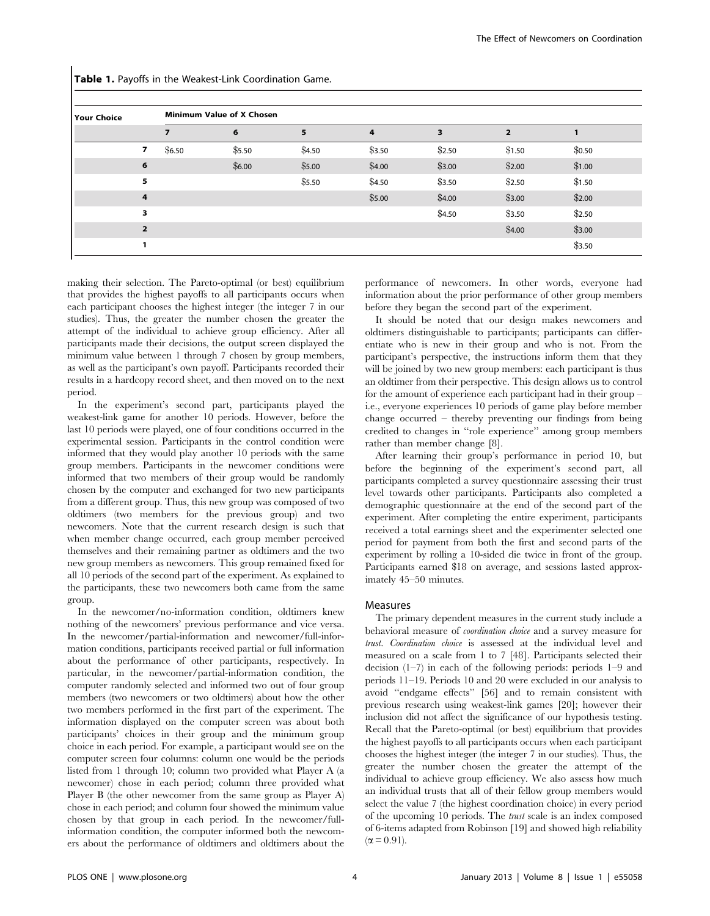**Table 1.** Payoffs in the Weakest-Link Coordination Game.

| Your Choice | Minimum Value of X Chosen | | | | | | |
|---|---|---|---|---|---|---|---|
| | 7 | 6 | 5 | 4 | 3 | 2 | 1 |
| 7 | $6.50 | $5.50 | $4.50 | $3.50 | $2.50 | $1.50 | $0.50 |
| 6 | | $6.00 | $5.00 | $4.00 | $3.00 | $2.00 | $1.00 |
| 5 | | | $5.50 | $4.50 | $3.50 | $2.50 | $1.50 |
| 4 | | | | $5.00 | $4.00 | $3.00 | $2.00 |
| 3 | | | | | $4.50 | $3.50 | $2.50 |
| 2 | | | | | | $4.00 | $3.00 |
| 1 | | | | | | | $3.50 |

making their selection. The Pareto-optimal (or best) equilibrium that provides the highest payoffs to all participants occurs when each participant chooses the highest integer (the integer 7 in our studies). Thus, the greater the number chosen the greater the attempt of the individual to achieve group efficiency. After all participants made their decisions, the output screen displayed the minimum value between 1 through 7 chosen by group members, as well as the participant's own payoff. Participants recorded their results in a hardcopy record sheet, and then moved on to the next period.

In the experiment's second part, participants played the weakest-link game for another 10 periods. However, before the last 10 periods were played, one of four conditions occurred in the experimental session. Participants in the control condition were informed that they would play another 10 periods with the same group members. Participants in the newcomer conditions were informed that two members of their group would be randomly chosen by the computer and exchanged for two new participants from a different group. Thus, this new group was composed of two oldtimers (two members for the previous group) and two newcomers. Note that the current research design is such that when member change occurred, each group member perceived themselves and their remaining partner as oldtimers and the two new group members as newcomers. This group remained fixed for all 10 periods of the second part of the experiment. As explained to the participants, these two newcomers both came from the same group.

In the newcomer/no-information condition, oldtimers knew nothing of the newcomers' previous performance and vice versa. In the newcomer/partial-information and newcomer/full-information conditions, participants received partial or full information about the performance of other participants, respectively. In particular, in the newcomer/partial-information condition, the computer randomly selected and informed two out of four group members (two newcomers or two oldtimers) about how the other two members performed in the first part of the experiment. The information displayed on the computer screen was about both participants' choices in their group and the minimum group choice in each period. For example, a participant would see on the computer screen four columns: column one would be the periods listed from 1 through 10; column two provided what Player A (a newcomer) chose in each period; column three provided what Player B (the other newcomer from the same group as Player A) chose in each period; and column four showed the minimum value chosen by that group in each period. In the newcomer/full-information condition, the computer informed both the newcomers about the performance of oldtimers and oldtimers about the performance of newcomers. In other words, everyone had information about the prior performance of other group members before they began the second part of the experiment.

It should be noted that our design makes newcomers and oldtimers distinguishable to participants; participants can differentiate who is new in their group and who is not. From the participant's perspective, the instructions inform them that they will be joined by two new group members: each participant is thus an oldtimer from their perspective. This design allows us to control for the amount of experience each participant had in their group – i.e., everyone experiences 10 periods of game play before member change occurred – thereby preventing our findings from being credited to changes in "role experience" among group members rather than member change [8].

After learning their group's performance in period 10, but before the beginning of the experiment's second part, all participants completed a survey questionnaire assessing their trust level towards other participants. Participants also completed a demographic questionnaire at the end of the second part of the experiment. After completing the entire experiment, participants received a total earnings sheet and the experimenter selected one period for payment from both the first and second parts of the experiment by rolling a 10-sided die twice in front of the group. Participants earned $18 on average, and sessions lasted approximately 45–50 minutes.

### Measures

The primary dependent measures in the current study include a behavioral measure of *coordination choice* and a survey measure for *trust*. *Coordination choice* is assessed at the individual level and measured on a scale from 1 to 7 [48]. Participants selected their decision (1–7) in each of the following periods: periods 1–9 and periods 11–19. Periods 10 and 20 were excluded in our analysis to avoid "endgame effects" [56] and to remain consistent with previous research using weakest-link games [20]; however their inclusion did not affect the significance of our hypothesis testing. Recall that the Pareto-optimal (or best) equilibrium that provides the highest payoffs to all participants occurs when each participant chooses the highest integer (the integer 7 in our studies). Thus, the greater the number chosen the greater the attempt of the individual to achieve group efficiency. We also assess how much an individual trusts that all of their fellow group members would select the value 7 (the highest coordination choice) in every period of the upcoming 10 periods. The *trust* scale is an index composed of 6-items adapted from Robinson [19] and showed high reliability ($\alpha = 0.91$).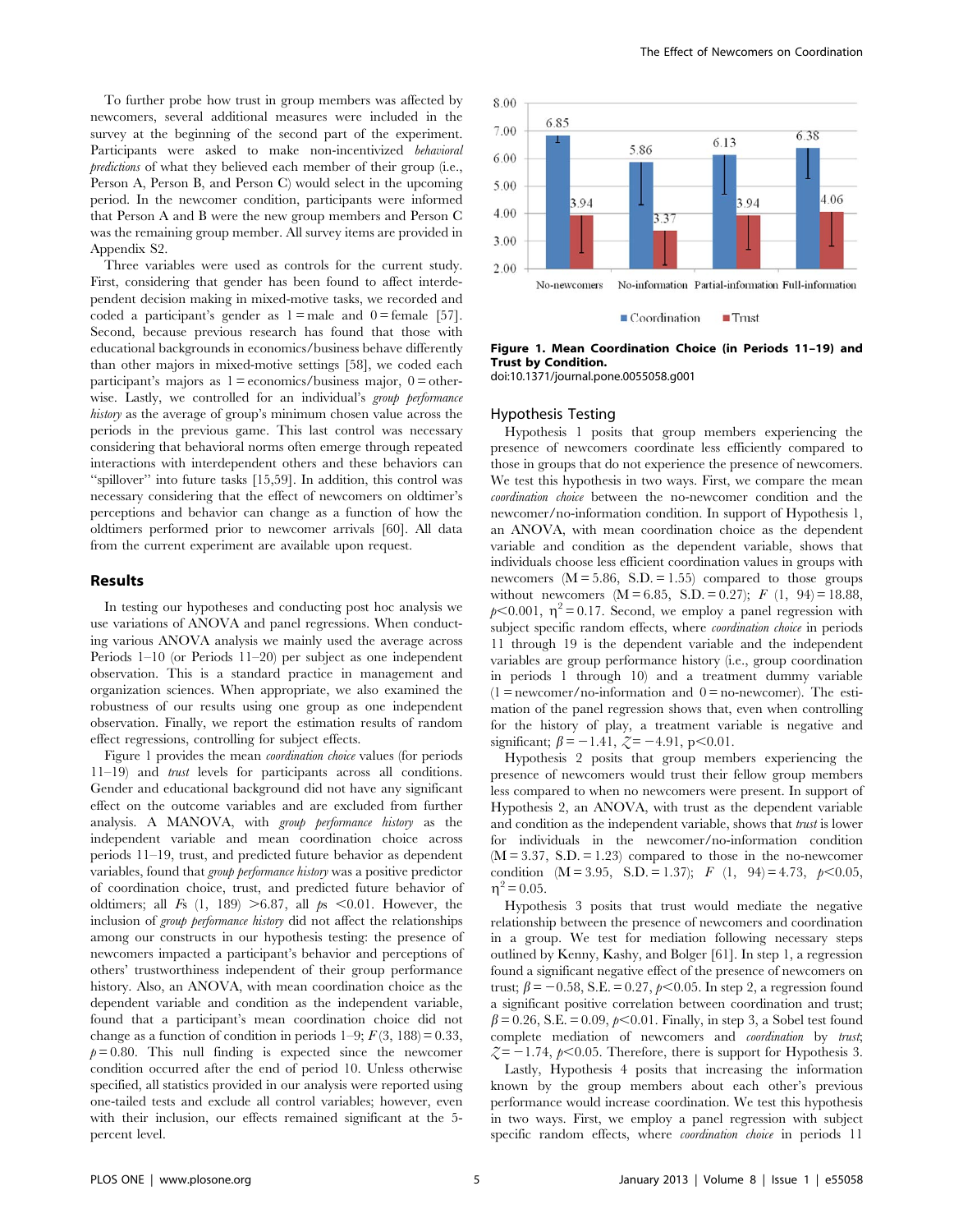To further probe how trust in group members was affected by newcomers, several additional measures were included in the survey at the beginning of the second part of the experiment. Participants were asked to make non-incentivized *behavioral predictions* of what they believed each member of their group (i.e., Person A, Person B, and Person C) would select in the upcoming period. In the newcomer condition, participants were informed that Person A and B were the new group members and Person C was the remaining group member. All survey items are provided in Appendix S2.

Three variables were used as controls for the current study. First, considering that gender has been found to affect interdependent decision making in mixed-motive tasks, we recorded and coded a participant's gender as 1 = male and 0 = female [57]. Second, because previous research has found that those with educational backgrounds in economics/business behave differently than other majors in mixed-motive settings [58], we coded each participant's majors as 1 = economics/business major, 0 = otherwise. Lastly, we controlled for an individual's *group performance history* as the average of group's minimum chosen value across the periods in the previous game. This last control was necessary considering that behavioral norms often emerge through repeated interactions with interdependent others and these behaviors can "spillover" into future tasks [15,59]. In addition, this control was necessary considering that the effect of newcomers on oldtimer's perceptions and behavior can change as a function of how the oldtimers performed prior to newcomer arrivals [60]. All data from the current experiment are available upon request.

## Results

In testing our hypotheses and conducting post hoc analysis we use variations of ANOVA and panel regressions. When conducting various ANOVA analysis we mainly used the average across Periods 1–10 (or Periods 11–20) per subject as one independent observation. This is a standard practice in management and organization sciences. When appropriate, we also examined the robustness of our results using one group as one independent observation. Finally, we report the estimation results of random effect regressions, controlling for subject effects.

Figure 1 provides the mean *coordination choice* values (for periods 11–19) and *trust* levels for participants across all conditions. Gender and educational background did not have any significant effect on the outcome variables and are excluded from further analysis. A MANOVA, with *group performance history* as the independent variable and mean coordination choice across periods 11–19, trust, and predicted future behavior as dependent variables, found that *group performance history* was a positive predictor of coordination choice, trust, and predicted future behavior of oldtimers; all $F$s $(1, 189) > 6.87$, all $p$s $< 0.01$. However, the inclusion of *group performance history* did not affect the relationships among our constructs in our hypothesis testing: the presence of newcomers impacted a participant's behavior and perceptions of others' trustworthiness independent of their group performance history. Also, an ANOVA, with mean coordination choice as the dependent variable and condition as the independent variable, found that a participant's mean coordination choice did not change as a function of condition in periods 1–9; $F(3, 188) = 0.33$, $p = 0.80$. This null finding is expected since the newcomer condition occurred after the end of period 10. Unless otherwise specified, all statistics provided in our analysis were reported using one-tailed tests and exclude all control variables; however, even with their inclusion, our effects remained significant at the 5-percent level.

| | No-newcomers | No-information | Partial-information | Full-information |
|---|---|---|---|---|
| Coordination | 6.85 | 5.86 | 6.13 | 6.38 |
| Trust | 3.94 | 3.37 | 3.94 | 4.06 |

**Figure 1. Mean Coordination Choice (in Periods 11–19) and Trust by Condition.**
doi:10.1371/journal.pone.0055058.g001

### Hypothesis Testing

Hypothesis 1 posits that group members experiencing the presence of newcomers coordinate less efficiently compared to those in groups that do not experience the presence of newcomers. We test this hypothesis in two ways. First, we compare the mean *coordination choice* between the no-newcomer condition and the newcomer/no-information condition. In support of Hypothesis 1, an ANOVA, with mean coordination choice as the dependent variable and condition as the dependent variable, shows that individuals choose less efficient coordination values in groups with newcomers (M = 5.86, S.D. = 1.55) compared to those groups without newcomers (M = 6.85, S.D. = 0.27); $F(1, 94) = 18.88$, $p < 0.001$, $\eta^2 = 0.17$. Second, we employ a panel regression with subject specific random effects, where *coordination choice* in periods 11 through 19 is the dependent variable and the independent variables are group performance history (i.e., group coordination in periods 1 through 10) and a treatment dummy variable (1 = newcomer/no-information and 0 = no-newcomer). The estimation of the panel regression shows that, even when controlling for the history of play, a treatment variable is negative and significant; $\beta = -1.41$, $Z = -4.91$, $p < 0.01$.

Hypothesis 2 posits that group members experiencing the presence of newcomers would trust their fellow group members less compared to when no newcomers were present. In support of Hypothesis 2, an ANOVA, with trust as the dependent variable and condition as the independent variable, shows that *trust* is lower for individuals in the newcomer/no-information condition (M = 3.37, S.D. = 1.23) compared to those in the no-newcomer condition (M = 3.95, S.D. = 1.37); $F(1, 94) = 4.73$, $p < 0.05$, $\eta^2 = 0.05$.

Hypothesis 3 posits that trust would mediate the negative relationship between the presence of newcomers and coordination in a group. We test for mediation following necessary steps outlined by Kenny, Kashy, and Bolger [61]. In step 1, a regression found a significant negative effect of the presence of newcomers on trust; $\beta = -0.58$, S.E. = 0.27, $p < 0.05$. In step 2, a regression found a significant positive correlation between coordination and trust; $\beta = 0.26$, S.E. = 0.09, $p < 0.01$. Finally, in step 3, a Sobel test found complete mediation of newcomers and *coordination* by *trust*; $Z = -1.74$, $p < 0.05$. Therefore, there is support for Hypothesis 3.

Lastly, Hypothesis 4 posits that increasing the information known by the group members about each other's previous performance would increase coordination. We test this hypothesis in two ways. First, we employ a panel regression with subject specific random effects, where *coordination choice* in periods 11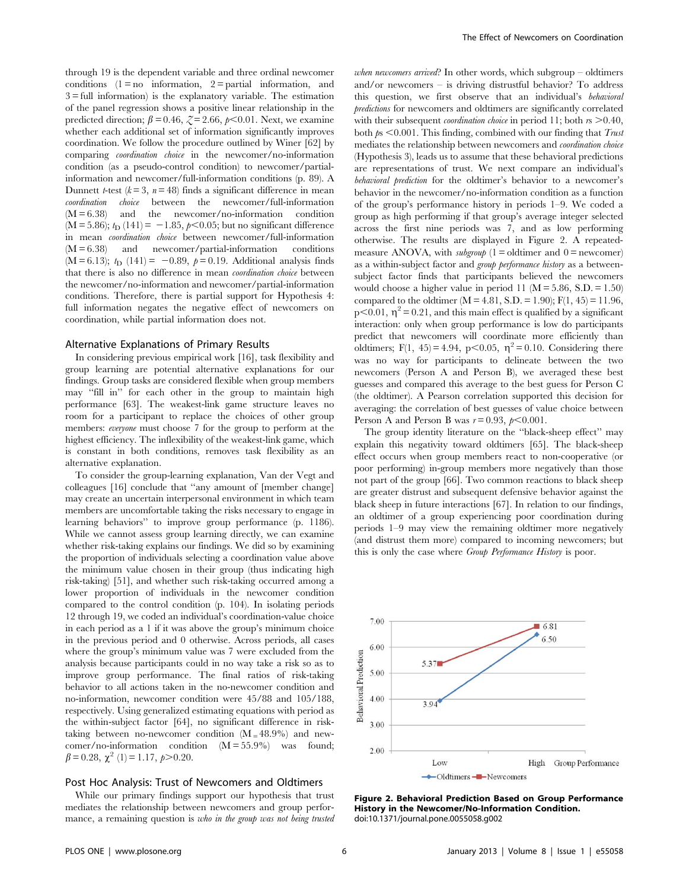through 19 is the dependent variable and three ordinal newcomer conditions (1 = no information, 2 = partial information, and 3 = full information) is the explanatory variable. The estimation of the panel regression shows a positive linear relationship in the predicted direction; $\beta = 0.46$, $z = 2.66$, $p < 0.01$. Next, we examine whether each additional set of information significantly improves coordination. We follow the procedure outlined by Winer [62] by comparing *coordination choice* in the newcomer/no-information condition (as a pseudo-control condition) to newcomer/partial-information and newcomer/full-information conditions (p. 89). A Dunnett *t*-test ($k = 3$, $n = 48$) finds a significant difference in mean *coordination choice* between the newcomer/full-information (M = 6.38) and the newcomer/no-information condition (M = 5.86); $t_D$ (141) = −1.85, $p < 0.05$; but no significant difference in mean *coordination choice* between newcomer/full-information (M = 6.38) and newcomer/partial-information conditions (M = 6.13); $t_D$ (141) = −0.89, $p = 0.19$. Additional analysis finds that there is also no difference in mean *coordination choice* between the newcomer/no-information and newcomer/partial-information conditions. Therefore, there is partial support for Hypothesis 4: full information negates the negative effect of newcomers on coordination, while partial information does not.

## Alternative Explanations of Primary Results

In considering previous empirical work [16], task flexibility and group learning are potential alternative explanations for our findings. Group tasks are considered flexible when group members may "fill in" for each other in the group to maintain high performance [63]. The weakest-link game structure leaves no room for a participant to replace the choices of other group members: *everyone* must choose 7 for the group to perform at the highest efficiency. The inflexibility of the weakest-link game, which is constant in both conditions, removes task flexibility as an alternative explanation.

To consider the group-learning explanation, Van der Vegt and colleagues [16] conclude that "any amount of [member change] may create an uncertain interpersonal environment in which team members are uncomfortable taking the risks necessary to engage in learning behaviors" to improve group performance (p. 1186). While we cannot assess group learning directly, we can examine whether risk-taking explains our findings. We did so by examining the proportion of individuals selecting a coordination value above the minimum value chosen in their group (thus indicating high risk-taking) [51], and whether such risk-taking occurred among a lower proportion of individuals in the newcomer condition compared to the control condition (p. 104). In isolating periods 12 through 19, we coded an individual's coordination-value choice in each period as a 1 if it was above the group's minimum choice in the previous period and 0 otherwise. Across periods, all cases where the group's minimum value was 7 were excluded from the analysis because participants could in no way take a risk so as to improve group performance. The final ratios of risk-taking behavior to all actions taken in the no-newcomer condition and no-information, newcomer condition were 45/88 and 105/188, respectively. Using generalized estimating equations with period as the within-subject factor [64], no significant difference in risk-taking between no-newcomer condition (M = 48.9%) and newcomer/no-information condition (M = 55.9%) was found; $\beta = 0.28$, $\chi^2$ (1) = 1.17, $p > 0.20$.

## Post Hoc Analysis: Trust of Newcomers and Oldtimers

While our primary findings support our hypothesis that trust mediates the relationship between newcomers and group performance, a remaining question is *who in the group was not being trusted when newcomers arrived*? In other words, which subgroup – oldtimers and/or newcomers – is driving distrustful behavior? To address this question, we first observe that an individual's *behavioral predictions* for newcomers and oldtimers are significantly correlated with their subsequent *coordination choice* in period 11; both *r*s >0.40, both *p*s <0.001. This finding, combined with our finding that *Trust* mediates the relationship between newcomers and *coordination choice* (Hypothesis 3), leads us to assume that these behavioral predictions are representations of trust. We next compare an individual's *behavioral prediction* for the oldtimer's behavior to a newcomer's behavior in the newcomer/no-information condition as a function of the group's performance history in periods 1–9. We coded a group as high performing if that group's average integer selected across the first nine periods was 7, and as low performing otherwise. The results are displayed in Figure 2. A repeated-measure ANOVA, with *subgroup* (1 = oldtimer and 0 = newcomer) as a within-subject factor and *group performance history* as a between-subject factor finds that participants believed the newcomers would choose a higher value in period 11 (M = 5.86, S.D. = 1.50) compared to the oldtimer (M = 4.81, S.D. = 1.90); F(1, 45) = 11.96, $p < 0.01$, $\eta^2 = 0.21$, and this main effect is qualified by a significant interaction: only when group performance is low do participants predict that newcomers will coordinate more efficiently than oldtimers; F(1, 45) = 4.94, $p < 0.05$, $\eta^2 = 0.10$. Considering there was no way for participants to delineate between the two newcomers (Person A and Person B), we averaged these best guesses and compared this average to the best guess for Person C (the oldtimer). A Pearson correlation supported this decision for averaging: the correlation of best guesses of value choice between Person A and Person B was $r = 0.93$, $p < 0.001$.

The group identity literature on the "black-sheep effect" may explain this negativity toward oldtimers [65]. The black-sheep effect occurs when group members react to non-cooperative (or poor performing) in-group members more negatively than those not part of the group [66]. Two common reactions to black sheep are greater distrust and subsequent defensive behavior against the black sheep in future interactions [67]. In relation to our findings, an oldtimer of a group experiencing poor coordination during periods 1–9 may view the remaining oldtimer more negatively (and distrust them more) compared to incoming newcomers; but this is only the case where *Group Performance History* is poor.

**Figure 2. Behavioral Prediction Based on Group Performance History in the Newcomer/No-Information Condition.**
doi:10.1371/journal.pone.0055058.g002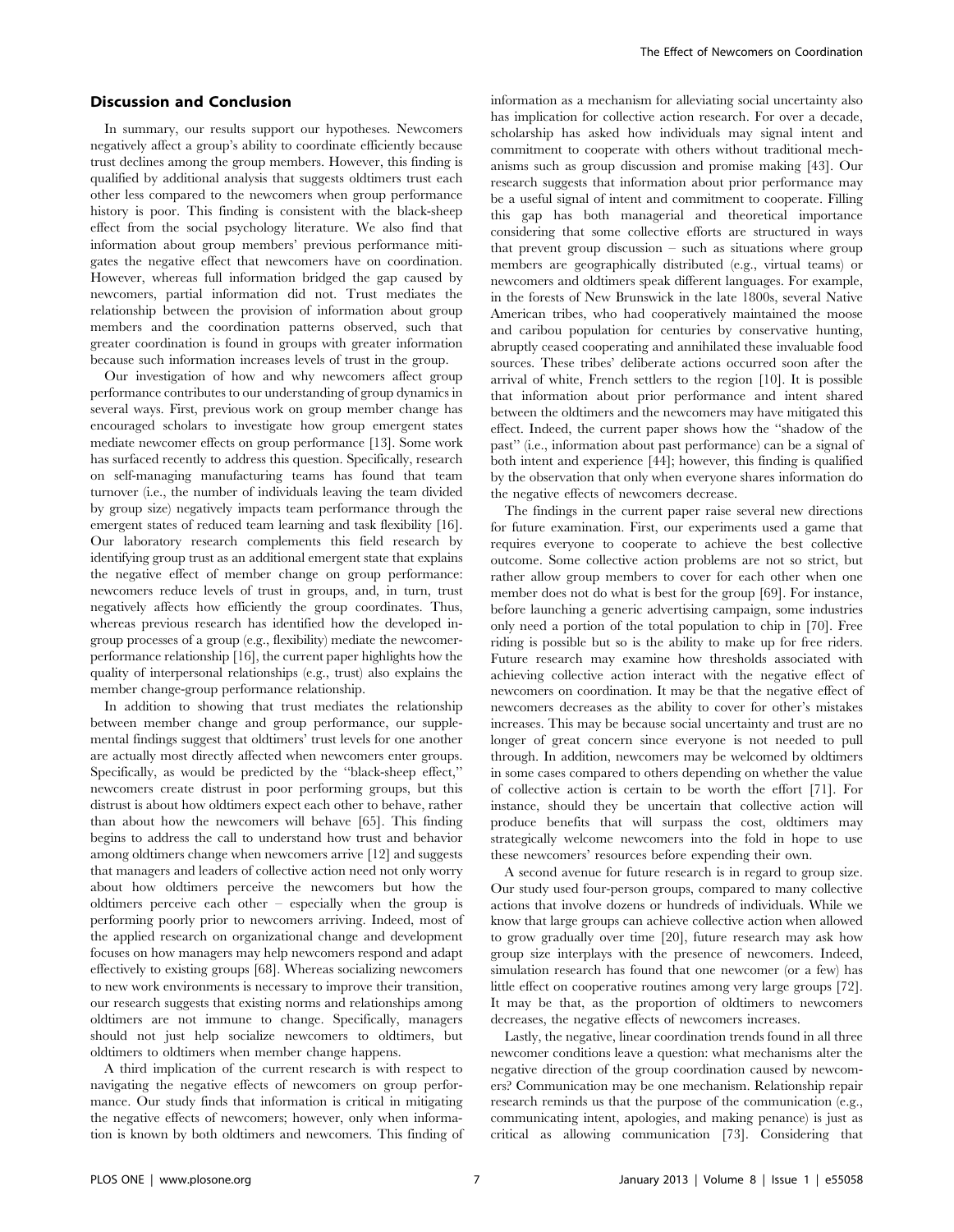## Discussion and Conclusion

In summary, our results support our hypotheses. Newcomers negatively affect a group's ability to coordinate efficiently because trust declines among the group members. However, this finding is qualified by additional analysis that suggests oldtimers trust each other less compared to the newcomers when group performance history is poor. This finding is consistent with the black-sheep effect from the social psychology literature. We also find that information about group members' previous performance mitigates the negative effect that newcomers have on coordination. However, whereas full information bridged the gap caused by newcomers, partial information did not. Trust mediates the relationship between the provision of information about group members and the coordination patterns observed, such that greater coordination is found in groups with greater information because such information increases levels of trust in the group.

Our investigation of how and why newcomers affect group performance contributes to our understanding of group dynamics in several ways. First, previous work on group member change has encouraged scholars to investigate how group emergent states mediate newcomer effects on group performance [13]. Some work has surfaced recently to address this question. Specifically, research on self-managing manufacturing teams has found that team turnover (i.e., the number of individuals leaving the team divided by group size) negatively impacts team performance through the emergent states of reduced team learning and task flexibility [16]. Our laboratory research complements this field research by identifying group trust as an additional emergent state that explains the negative effect of member change on group performance: newcomers reduce levels of trust in groups, and, in turn, trust negatively affects how efficiently the group coordinates. Thus, whereas previous research has identified how the developed in-group processes of a group (e.g., flexibility) mediate the newcomer-performance relationship [16], the current paper highlights how the quality of interpersonal relationships (e.g., trust) also explains the member change-group performance relationship.

In addition to showing that trust mediates the relationship between member change and group performance, our supplemental findings suggest that oldtimers' trust levels for one another are actually most directly affected when newcomers enter groups. Specifically, as would be predicted by the "black-sheep effect," newcomers create distrust in poor performing groups, but this distrust is about how oldtimers expect each other to behave, rather than about how the newcomers will behave [65]. This finding begins to address the call to understand how trust and behavior among oldtimers change when newcomers arrive [12] and suggests that managers and leaders of collective action need not only worry about how oldtimers perceive the newcomers but how the oldtimers perceive each other – especially when the group is performing poorly prior to newcomers arriving. Indeed, most of the applied research on organizational change and development focuses on how managers may help newcomers respond and adapt effectively to existing groups [68]. Whereas socializing newcomers to new work environments is necessary to improve their transition, our research suggests that existing norms and relationships among oldtimers are not immune to change. Specifically, managers should not just help socialize newcomers to oldtimers, but oldtimers to oldtimers when member change happens.

A third implication of the current research is with respect to navigating the negative effects of newcomers on group performance. Our study finds that information is critical in mitigating the negative effects of newcomers; however, only when information is known by both oldtimers and newcomers. This finding of information as a mechanism for alleviating social uncertainty also has implication for collective action research. For over a decade, scholarship has asked how individuals may signal intent and commitment to cooperate with others without traditional mechanisms such as group discussion and promise making [43]. Our research suggests that information about prior performance may be a useful signal of intent and commitment to cooperate. Filling this gap has both managerial and theoretical importance considering that some collective efforts are structured in ways that prevent group discussion – such as situations where group members are geographically distributed (e.g., virtual teams) or newcomers and oldtimers speak different languages. For example, in the forests of New Brunswick in the late 1800s, several Native American tribes, who had cooperatively maintained the moose and caribou population for centuries by conservative hunting, abruptly ceased cooperating and annihilated these invaluable food sources. These tribes' deliberate actions occurred soon after the arrival of white, French settlers to the region [10]. It is possible that information about prior performance and intent shared between the oldtimers and the newcomers may have mitigated this effect. Indeed, the current paper shows how the "shadow of the past" (i.e., information about past performance) can be a signal of both intent and experience [44]; however, this finding is qualified by the observation that only when everyone shares information do the negative effects of newcomers decrease.

The findings in the current paper raise several new directions for future examination. First, our experiments used a game that requires everyone to cooperate to achieve the best collective outcome. Some collective action problems are not so strict, but rather allow group members to cover for each other when one member does not do what is best for the group [69]. For instance, before launching a generic advertising campaign, some industries only need a portion of the total population to chip in [70]. Free riding is possible but so is the ability to make up for free riders. Future research may examine how thresholds associated with achieving collective action interact with the negative effect of newcomers on coordination. It may be that the negative effect of newcomers decreases as the ability to cover for other's mistakes increases. This may be because social uncertainty and trust are no longer of great concern since everyone is not needed to pull through. In addition, newcomers may be welcomed by oldtimers in some cases compared to others depending on whether the value of collective action is certain to be worth the effort [71]. For instance, should they be uncertain that collective action will produce benefits that will surpass the cost, oldtimers may strategically welcome newcomers into the fold in hope to use these newcomers' resources before expending their own.

A second avenue for future research is in regard to group size. Our study used four-person groups, compared to many collective actions that involve dozens or hundreds of individuals. While we know that large groups can achieve collective action when allowed to grow gradually over time [20], future research may ask how group size interplays with the presence of newcomers. Indeed, simulation research has found that one newcomer (or a few) has little effect on cooperative routines among very large groups [72]. It may be that, as the proportion of oldtimers to newcomers decreases, the negative effects of newcomers increases.

Lastly, the negative, linear coordination trends found in all three newcomer conditions leave a question: what mechanisms alter the negative direction of the group coordination caused by newcomers? Communication may be one mechanism. Relationship repair research reminds us that the purpose of the communication (e.g., communicating intent, apologies, and making penance) is just as critical as allowing communication [73]. Considering that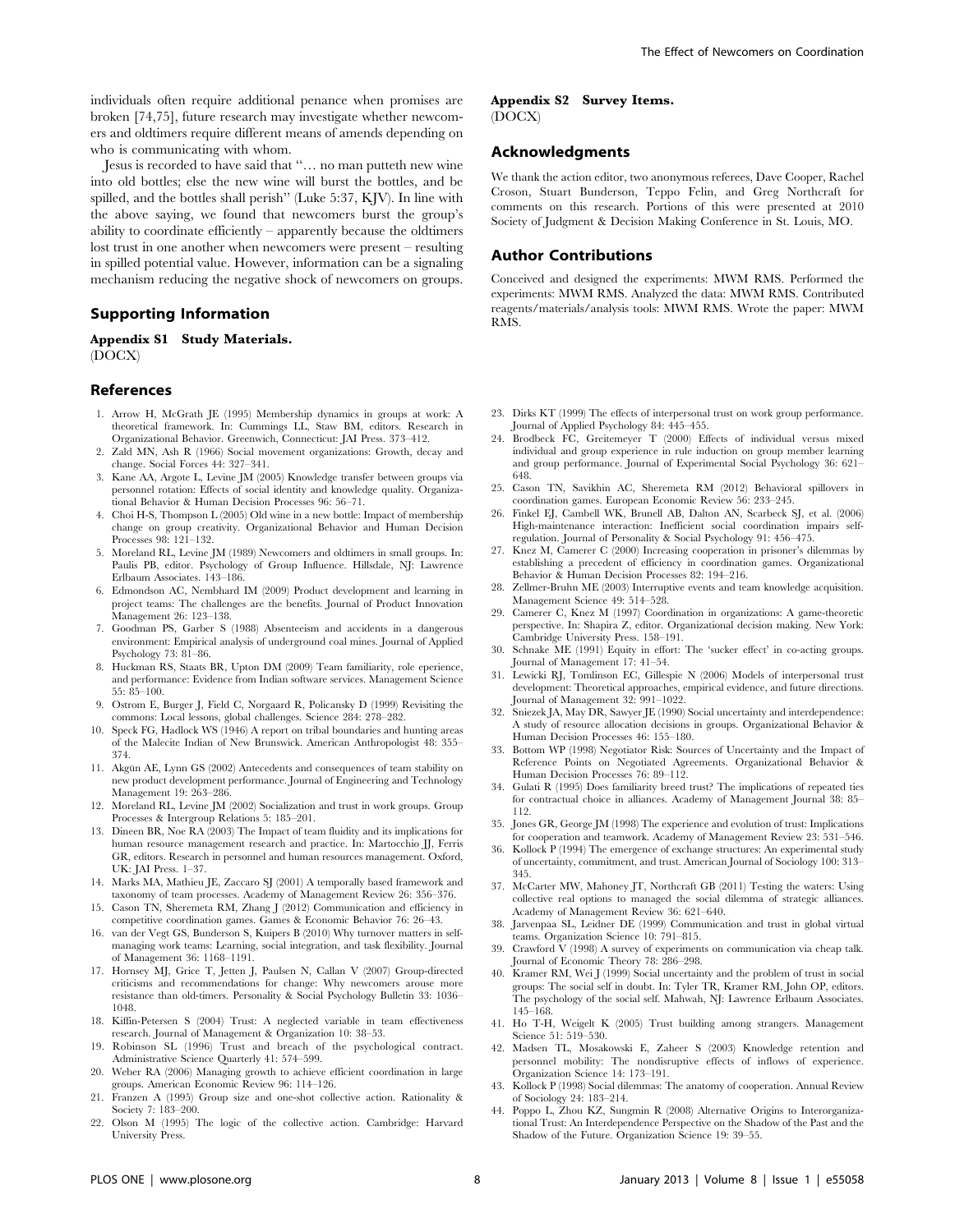individuals often require additional penance when promises are broken [74,75], future research may investigate whether newcomers and oldtimers require different means of amends depending on who is communicating with whom.

Jesus is recorded to have said that ''… no man putteth new wine into old bottles; else the new wine will burst the bottles, and be spilled, and the bottles shall perish'' (Luke 5:37, KJV). In line with the above saying, we found that newcomers burst the group's ability to coordinate efficiently – apparently because the oldtimers lost trust in one another when newcomers were present – resulting in spilled potential value. However, information can be a signaling mechanism reducing the negative shock of newcomers on groups.

## Supporting Information

**Appendix S1 Study Materials.**
(DOCX)

**Appendix S2 Survey Items.**
(DOCX)

## Acknowledgments

We thank the action editor, two anonymous referees, Dave Cooper, Rachel Croson, Stuart Bunderson, Teppo Felin, and Greg Northcraft for comments on this research. Portions of this were presented at 2010 Society of Judgment & Decision Making Conference in St. Louis, MO.

## Author Contributions

Conceived and designed the experiments: MWM RMS. Performed the experiments: MWM RMS. Analyzed the data: MWM RMS. Contributed reagents/materials/analysis tools: MWM RMS. Wrote the paper: MWM RMS.

## References

1. Arrow H, McGrath JE (1995) Membership dynamics in groups at work: A theoretical framework. In: Cummings LL, Staw BM, editors. Research in Organizational Behavior. Greenwich, Connecticut: JAI Press. 373–412.
2. Zald MN, Ash R (1966) Social movement organizations: Growth, decay and change. Social Forces 44: 327–341.
3. Kane AA, Argote L, Levine JM (2005) Knowledge transfer between groups via personnel rotation: Effects of social identity and knowledge quality. Organizational Behavior & Human Decision Processes 96: 56–71.
4. Choi H-S, Thompson L (2005) Old wine in a new bottle: Impact of membership change on group creativity. Organizational Behavior and Human Decision Processes 98: 121–132.
5. Moreland RL, Levine JM (1989) Newcomers and oldtimers in small groups. In: Paulis PB, editor. Psychology of Group Influence. Hillsdale, NJ: Lawrence Erlbaum Associates. 143–186.
6. Edmondson AC, Nembhard IM (2009) Product development and learning in project teams: The challenges are the benefits. Journal of Product Innovation Management 26: 123–138.
7. Goodman PS, Garber S (1988) Absenteeism and accidents in a dangerous environment: Empirical analysis of underground coal mines. Journal of Applied Psychology 73: 81–86.
8. Huckman RS, Staats BR, Upton DM (2009) Team familiarity, role eperience, and performance: Evidence from Indian software services. Management Science 55: 85–100.
9. Ostrom E, Burger J, Field C, Norgaard R, Policansky D (1999) Revisiting the commons: Local lessons, global challenges. Science 284: 278–282.
10. Speck FG, Hadlock WS (1946) A report on tribal boundaries and hunting areas of the Malecite Indian of New Brunswick. American Anthropologist 48: 355–374.
11. Akgün AE, Lynn GS (2002) Antecedents and consequences of team stability on new product development performance. Journal of Engineering and Technology Management 19: 263–286.
12. Moreland RL, Levine JM (2002) Socialization and trust in work groups. Group Processes & Intergroup Relations 5: 185–201.
13. Dineen BR, Noe RA (2003) The Impact of team fluidity and its implications for human resource management research and practice. In: Martocchio JJ, Ferris GR, editors. Research in personnel and human resources management. Oxford, UK: JAI Press. 1–37.
14. Marks MA, Mathieu JE, Zaccaro SJ (2001) A temporally based framework and taxonomy of team processes. Academy of Management Review 26: 356–376.
15. Cason TN, Sheremeta RM, Zhang J (2012) Communication and efficiency in competitive coordination games. Games & Economic Behavior 76: 26–43.
16. van der Vegt GS, Bunderson S, Kuipers B (2010) Why turnover matters in self-managing work teams: Learning, social integration, and task flexibility. Journal of Management 36: 1168–1191.
17. Hornsey MJ, Grice T, Jetten J, Paulsen N, Callan V (2007) Group-directed criticisms and recommendations for change: Why newcomers arouse more resistance than old-timers. Personality & Social Psychology Bulletin 33: 1036–1048.
18. Kiffin-Petersen S (2004) Trust: A neglected variable in team effectiveness research. Journal of Management & Organization 10: 38–53.
19. Robinson SL (1996) Trust and breach of the psychological contract. Administrative Science Quarterly 41: 574–599.
20. Weber RA (2006) Managing growth to achieve efficient coordination in large groups. American Economic Review 96: 114–126.
21. Franzen A (1995) Group size and one-shot collective action. Rationality & Society 7: 183–200.
22. Olson M (1995) The logic of the collective action. Cambridge: Harvard University Press.
23. Dirks KT (1999) The effects of interpersonal trust on work group performance. Journal of Applied Psychology 84: 445–455.
24. Brodbeck FC, Greitemeyer T (2000) Effects of individual versus mixed individual and group experience in rule induction on group member learning and group performance. Journal of Experimental Social Psychology 36: 621–648.
25. Cason TN, Savikhin AC, Sheremeta RM (2012) Behavioral spillovers in coordination games. European Economic Review 56: 233–245.
26. Finkel EJ, Cambell WK, Brunell AB, Dalton AN, Scarbeck SJ, et al. (2006) High-maintenance interaction: Inefficient social coordination impairs self-regulation. Journal of Personality & Social Psychology 91: 456–475.
27. Knez M, Camerer C (2000) Increasing cooperation in prisoner's dilemmas by establishing a precedent of efficiency in coordination games. Organizational Behavior & Human Decision Processes 82: 194–216.
28. Zellmer-Bruhn ME (2003) Interruptive events and team knowledge acquisition. Management Science 49: 514–528.
29. Camerer C, Knez M (1997) Coordination in organizations: A game-theoretic perspective. In: Shapira Z, editor. Organizational decision making. New York: Cambridge University Press. 158–191.
30. Schnake ME (1991) Equity in effort: The 'sucker effect' in co-acting groups. Journal of Management 17: 41–54.
31. Lewicki RJ, Tomlinson EC, Gillespie N (2006) Models of interpersonal trust development: Theoretical approaches, empirical evidence, and future directions. Journal of Management 32: 991–1022.
32. Sniezek JA, May DR, Sawyer JE (1990) Social uncertainty and interdependence: A study of resource allocation decisions in groups. Organizational Behavior & Human Decision Processes 46: 155–180.
33. Bottom WP (1998) Negotiator Risk: Sources of Uncertainty and the Impact of Reference Points on Negotiated Agreements. Organizational Behavior & Human Decision Processes 76: 89–112.
34. Gulati R (1995) Does familiarity breed trust? The implications of repeated ties for contractual choice in alliances. Academy of Management Journal 38: 85–112.
35. Jones GR, George JM (1998) The experience and evolution of trust: Implications for cooperation and teamwork. Academy of Management Review 23: 531–546.
36. Kollock P (1994) The emergence of exchange structures: An experimental study of uncertainty, commitment, and trust. American Journal of Sociology 100: 313–345.
37. McCarter MW, Mahoney JT, Northcraft GB (2011) Testing the waters: Using collective real options to managed the social dilemma of strategic alliances. Academy of Management Review 36: 621–640.
38. Jarvenpaa SL, Leidner DE (1999) Communication and trust in global virtual teams. Organization Science 10: 791–815.
39. Crawford V (1998) A survey of experiments on communication via cheap talk. Journal of Economic Theory 78: 286–298.
40. Kramer RM, Wei J (1999) Social uncertainty and the problem of trust in social groups: The social self in doubt. In: Tyler TR, Kramer RM, John OP, editors. The psychology of the social self. Mahwah, NJ: Lawrence Erlbaum Associates. 145–168.
41. Ho T-H, Weigelt K (2005) Trust building among strangers. Management Science 51: 519–530.
42. Madsen TL, Mosakowski E, Zaheer S (2003) Knowledge retention and personnel mobility: The nondisruptive effects of inflows of experience. Organization Science 14: 173–191.
43. Kollock P (1998) Social dilemmas: The anatomy of cooperation. Annual Review of Sociology 24: 183–214.
44. Poppo L, Zhou KZ, Sungmin R (2008) Alternative Origins to Interorganizational Trust: An Interdependence Perspective on the Shadow of the Past and the Shadow of the Future. Organization Science 19: 39–55.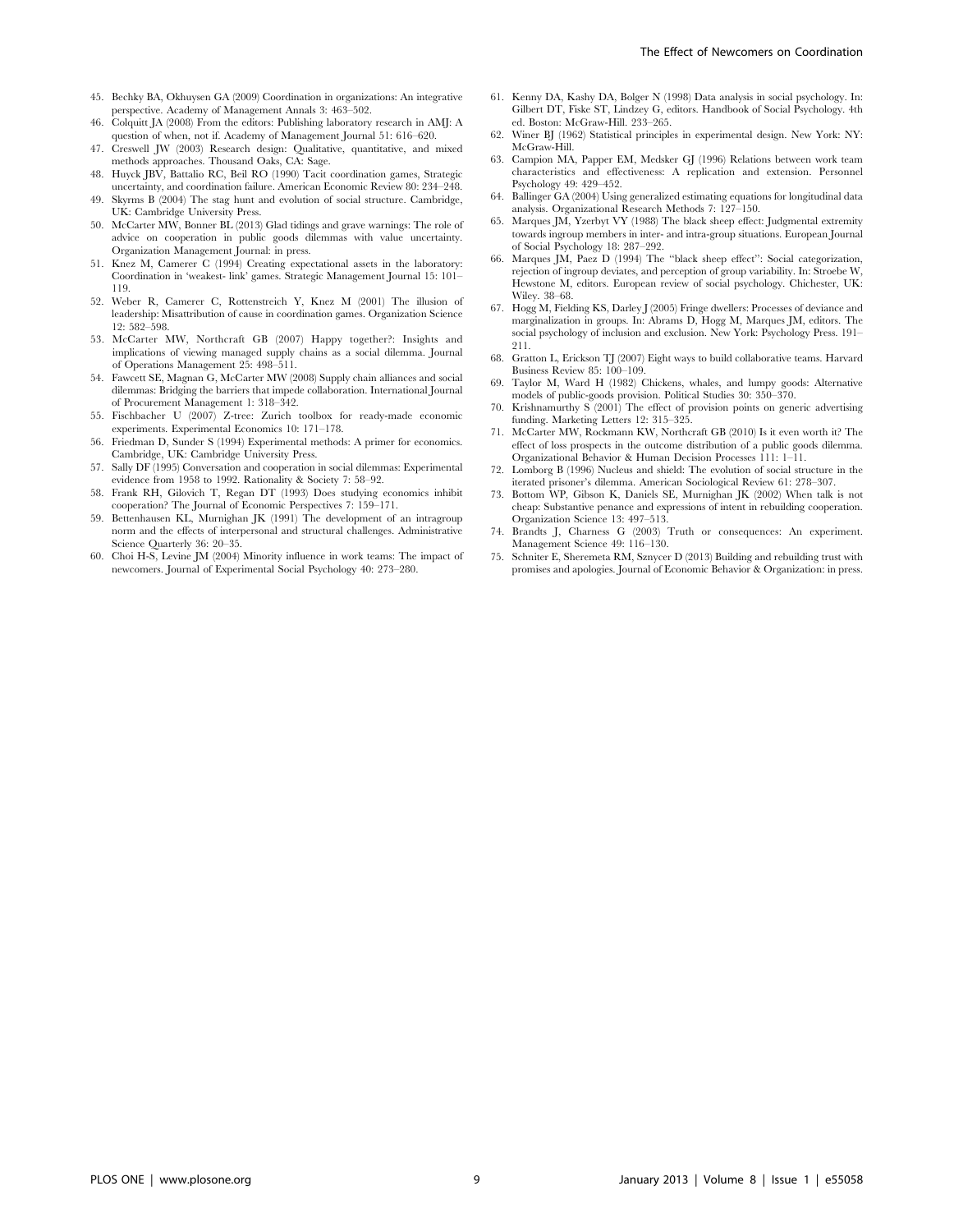45. Bechky BA, Okhuysen GA (2009) Coordination in organizations: An integrative perspective. Academy of Management Annals 3: 463–502.
46. Colquitt JA (2008) From the editors: Publishing laboratory research in AMJ: A question of when, not if. Academy of Management Journal 51: 616–620.
47. Creswell JW (2003) Research design: Qualitative, quantitative, and mixed methods approaches. Thousand Oaks, CA: Sage.
48. Huyck JBV, Battalio RC, Beil RO (1990) Tacit coordination games, Strategic uncertainty, and coordination failure. American Economic Review 80: 234–248.
49. Skyrms B (2004) The stag hunt and evolution of social structure. Cambridge, UK: Cambridge University Press.
50. McCarter MW, Bonner BL (2013) Glad tidings and grave warnings: The role of advice on cooperation in public goods dilemmas with value uncertainty. Organization Management Journal: in press.
51. Knez M, Camerer C (1994) Creating expectational assets in the laboratory: Coordination in 'weakest- link' games. Strategic Management Journal 15: 101–119.
52. Weber R, Camerer C, Rottenstreich Y, Knez M (2001) The illusion of leadership: Misattribution of cause in coordination games. Organization Science 12: 582–598.
53. McCarter MW, Northcraft GB (2007) Happy together?: Insights and implications of viewing managed supply chains as a social dilemma. Journal of Operations Management 25: 498–511.
54. Fawcett SE, Magnan G, McCarter MW (2008) Supply chain alliances and social dilemmas: Bridging the barriers that impede collaboration. International Journal of Procurement Management 1: 318–342.
55. Fischbacher U (2007) Z-tree: Zurich toolbox for ready-made economic experiments. Experimental Economics 10: 171–178.
56. Friedman D, Sunder S (1994) Experimental methods: A primer for economics. Cambridge, UK: Cambridge University Press.
57. Sally DF (1995) Conversation and cooperation in social dilemmas: Experimental evidence from 1958 to 1992. Rationality & Society 7: 58–92.
58. Frank RH, Gilovich T, Regan DT (1993) Does studying economics inhibit cooperation? The Journal of Economic Perspectives 7: 159–171.
59. Bettenhausen KL, Murnighan JK (1991) The development of an intragroup norm and the effects of interpersonal and structural challenges. Administrative Science Quarterly 36: 20–35.
60. Choi H-S, Levine JM (2004) Minority influence in work teams: The impact of newcomers. Journal of Experimental Social Psychology 40: 273–280.
61. Kenny DA, Kashy DA, Bolger N (1998) Data analysis in social psychology. In: Gilbert DT, Fiske ST, Lindzey G, editors. Handbook of Social Psychology. 4th ed. Boston: McGraw-Hill. 233–265.
62. Winer BJ (1962) Statistical principles in experimental design. New York: NY: McGraw-Hill.
63. Campion MA, Papper EM, Medsker GJ (1996) Relations between work team characteristics and effectiveness: A replication and extension. Personnel Psychology 49: 429–452.
64. Ballinger GA (2004) Using generalized estimating equations for longitudinal data analysis. Organizational Research Methods 7: 127–150.
65. Marques JM, Yzerbyt VY (1988) The black sheep effect: Judgmental extremity towards ingroup members in inter- and intra-group situations. European Journal of Social Psychology 18: 287–292.
66. Marques JM, Paez D (1994) The ''black sheep effect'': Social categorization, rejection of ingroup deviates, and perception of group variability. In: Stroebe W, Hewstone M, editors. European review of social psychology. Chichester, UK: Wiley. 38–68.
67. Hogg M, Fielding KS, Darley J (2005) Fringe dwellers: Processes of deviance and marginalization in groups. In: Abrams D, Hogg M, Marques JM, editors. The social psychology of inclusion and exclusion. New York: Psychology Press. 191–211.
68. Gratton L, Erickson TJ (2007) Eight ways to build collaborative teams. Harvard Business Review 85: 100–109.
69. Taylor M, Ward H (1982) Chickens, whales, and lumpy goods: Alternative models of public-goods provision. Political Studies 30: 350–370.
70. Krishnamurthy S (2001) The effect of provision points on generic advertising funding. Marketing Letters 12: 315–325.
71. McCarter MW, Rockmann KW, Northcraft GB (2010) Is it even worth it? The effect of loss prospects in the outcome distribution of a public goods dilemma. Organizational Behavior & Human Decision Processes 111: 1–11.
72. Lomborg B (1996) Nucleus and shield: The evolution of social structure in the iterated prisoner's dilemma. American Sociological Review 61: 278–307.
73. Bottom WP, Gibson K, Daniels SE, Murnighan JK (2002) When talk is not cheap: Substantive penance and expressions of intent in rebuilding cooperation. Organization Science 13: 497–513.
74. Brandts J, Charness G (2003) Truth or consequences: An experiment. Management Science 49: 116–130.
75. Schniter E, Sheremeta RM, Sznycer D (2013) Building and rebuilding trust with promises and apologies. Journal of Economic Behavior & Organization: in press.